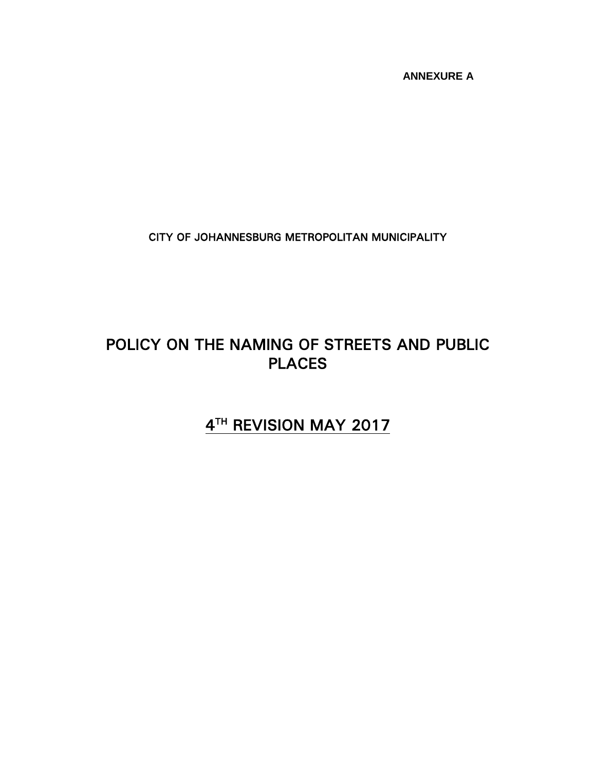**ANNEXURE A**

**CITY OF JOHANNESBURG METROPOLITAN MUNICIPALITY**

# POLICY ON THE NAMING OF STREETS AND PUBLIC PLACES

## 4TH REVISION MAY 2017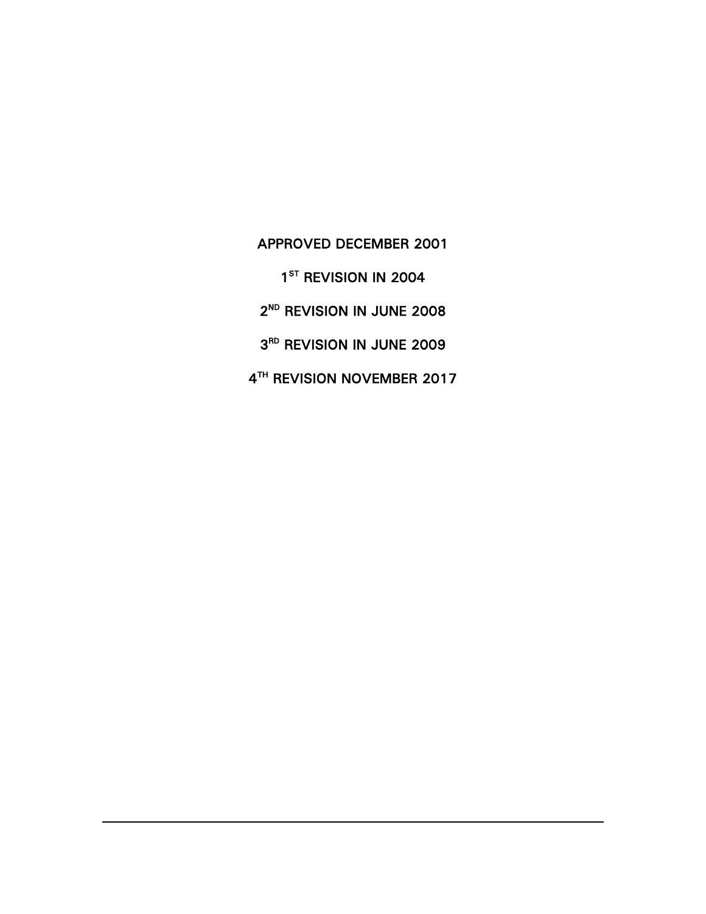**APPROVED DECEMBER 2001**

**1ST REVISION IN 2004**

**2ND REVISION IN JUNE 2008**

**3RD REVISION IN JUNE 2009**

**4TH REVISION NOVEMBER 2017**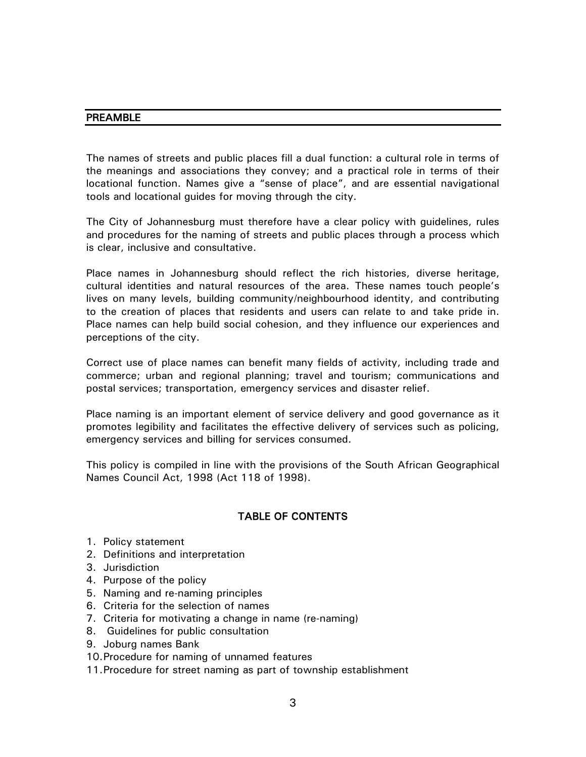## PREAMBLE

The names of streets and public places fill a dual function: a cultural role in terms of the meanings and associations they convey; and a practical role in terms of their locational function. Names give a "sense of place", and are essential navigational tools and locational guides for moving through the city.

The City of Johannesburg must therefore have a clear policy with guidelines, rules and procedures for the naming of streets and public places through a process which is clear, inclusive and consultative.

Place names in Johannesburg should reflect the rich histories, diverse heritage, cultural identities and natural resources of the area. These names touch people's lives on many levels, building community/neighbourhood identity, and contributing to the creation of places that residents and users can relate to and take pride in. Place names can help build social cohesion, and they influence our experiences and perceptions of the city.

Correct use of place names can benefit many fields of activity, including trade and commerce; urban and regional planning; travel and tourism; communications and postal services; transportation, emergency services and disaster relief.

Place naming is an important element of service delivery and good governance as it promotes legibility and facilitates the effective delivery of services such as policing, emergency services and billing for services consumed.

This policy is compiled in line with the provisions of the South African Geographical Names Council Act, 1998 (Act 118 of 1998).

## TABLE OF CONTENTS

1. Policy statement
2. Definitions and interpretation
3. Jurisdiction
4. Purpose of the policy
5. Naming and re-naming principles
6. Criteria for the selection of names
7. Criteria for motivating a change in name (re-naming)
8. Guidelines for public consultation
9. Joburg names Bank
10. Procedure for naming of unnamed features
11. Procedure for street naming as part of township establishment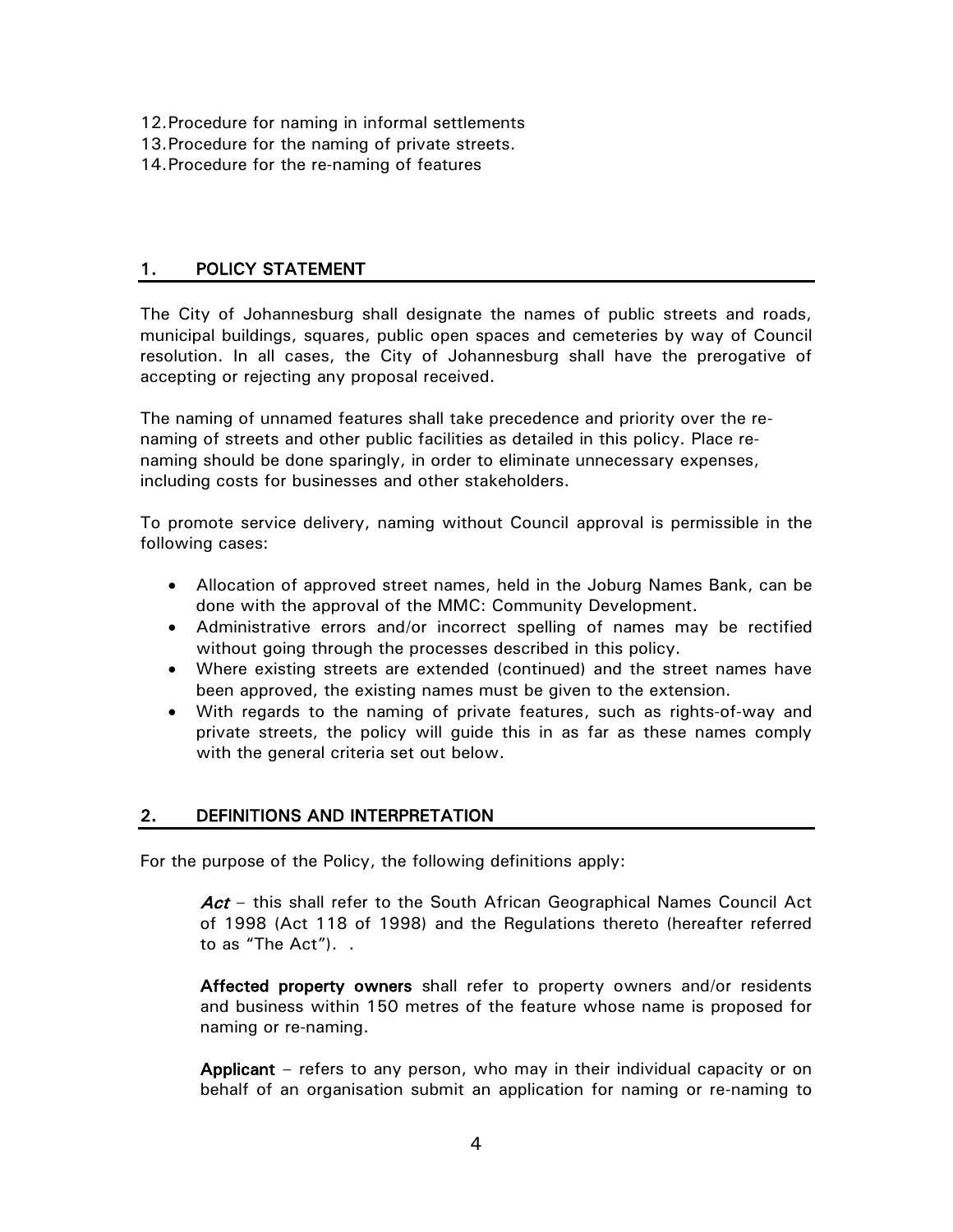12. Procedure for naming in informal settlements
13. Procedure for the naming of private streets.
14. Procedure for the re-naming of features

## 1. POLICY STATEMENT

The City of Johannesburg shall designate the names of public streets and roads, municipal buildings, squares, public open spaces and cemeteries by way of Council resolution. In all cases, the City of Johannesburg shall have the prerogative of accepting or rejecting any proposal received.

The naming of unnamed features shall take precedence and priority over the re-naming of streets and other public facilities as detailed in this policy. Place re-naming should be done sparingly, in order to eliminate unnecessary expenses, including costs for businesses and other stakeholders.

To promote service delivery, naming without Council approval is permissible in the following cases:

- Allocation of approved street names, held in the Joburg Names Bank, can be done with the approval of the MMC: Community Development.
- Administrative errors and/or incorrect spelling of names may be rectified without going through the processes described in this policy.
- Where existing streets are extended (continued) and the street names have been approved, the existing names must be given to the extension.
- With regards to the naming of private features, such as rights-of-way and private streets, the policy will guide this in as far as these names comply with the general criteria set out below.

## 2. DEFINITIONS AND INTERPRETATION

For the purpose of the Policy, the following definitions apply:

***Act*** – this shall refer to the South African Geographical Names Council Act of 1998 (Act 118 of 1998) and the Regulations thereto (hereafter referred to as "The Act"). .

**Affected property owners** shall refer to property owners and/or residents and business within 150 metres of the feature whose name is proposed for naming or re-naming.

**Applicant** – refers to any person, who may in their individual capacity or on behalf of an organisation submit an application for naming or re-naming to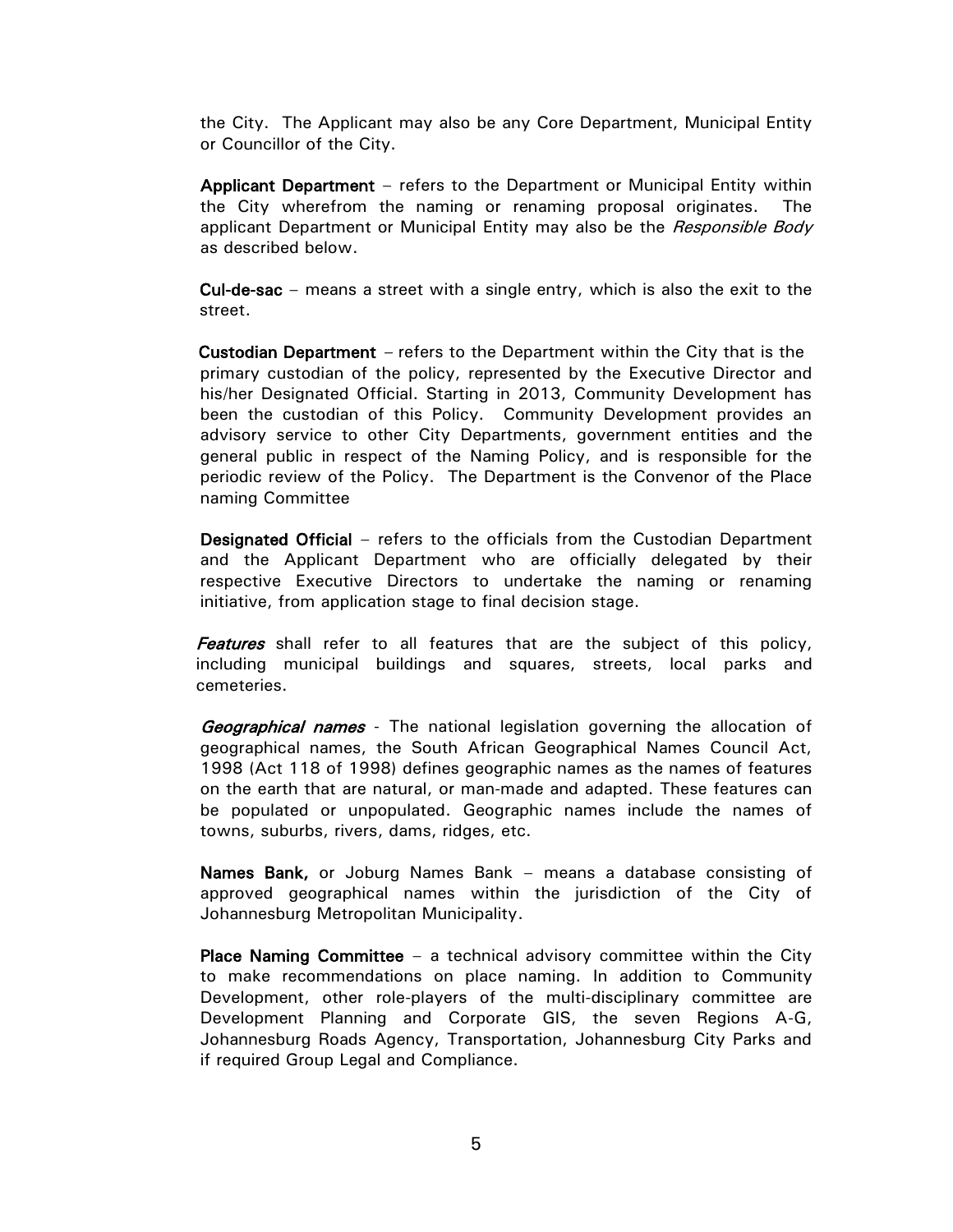the City. The Applicant may also be any Core Department, Municipal Entity or Councillor of the City.

**Applicant Department** – refers to the Department or Municipal Entity within the City wherefrom the naming or renaming proposal originates. The applicant Department or Municipal Entity may also be the *Responsible Body* as described below.

**Cul-de-sac** – means a street with a single entry, which is also the exit to the street.

**Custodian Department** – refers to the Department within the City that is the primary custodian of the policy, represented by the Executive Director and his/her Designated Official. Starting in 2013, Community Development has been the custodian of this Policy. Community Development provides an advisory service to other City Departments, government entities and the general public in respect of the Naming Policy, and is responsible for the periodic review of the Policy. The Department is the Convenor of the Place naming Committee

**Designated Official** – refers to the officials from the Custodian Department and the Applicant Department who are officially delegated by their respective Executive Directors to undertake the naming or renaming initiative, from application stage to final decision stage.

***Features*** shall refer to all features that are the subject of this policy, including municipal buildings and squares, streets, local parks and cemeteries.

***Geographical names*** - The national legislation governing the allocation of geographical names, the South African Geographical Names Council Act, 1998 (Act 118 of 1998) defines geographic names as the names of features on the earth that are natural, or man-made and adapted. These features can be populated or unpopulated. Geographic names include the names of towns, suburbs, rivers, dams, ridges, etc.

**Names Bank,** or Joburg Names Bank – means a database consisting of approved geographical names within the jurisdiction of the City of Johannesburg Metropolitan Municipality.

**Place Naming Committee** – a technical advisory committee within the City to make recommendations on place naming. In addition to Community Development, other role-players of the multi-disciplinary committee are Development Planning and Corporate GIS, the seven Regions A-G, Johannesburg Roads Agency, Transportation, Johannesburg City Parks and if required Group Legal and Compliance.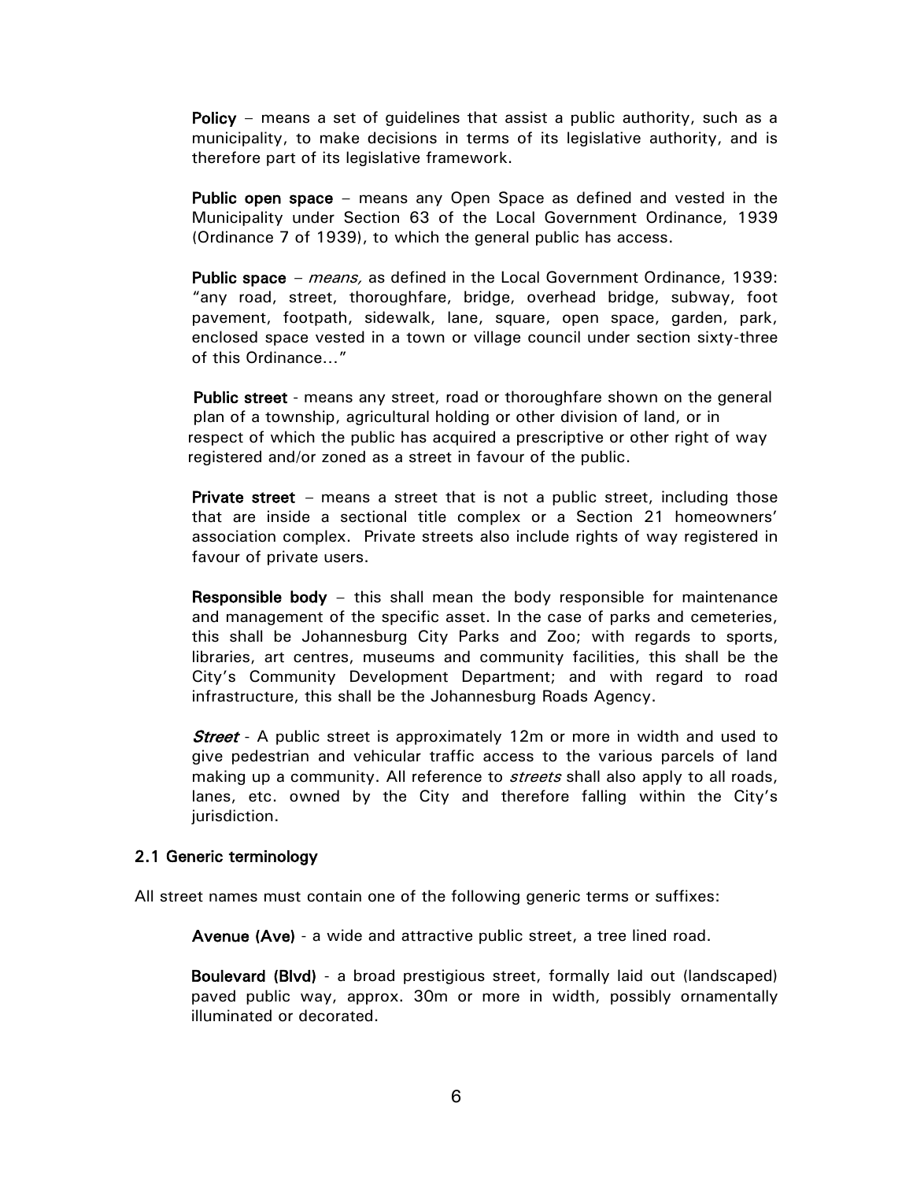**Policy** – means a set of guidelines that assist a public authority, such as a municipality, to make decisions in terms of its legislative authority, and is therefore part of its legislative framework.

**Public open space** – means any Open Space as defined and vested in the Municipality under Section 63 of the Local Government Ordinance, 1939 (Ordinance 7 of 1939), to which the general public has access.

**Public space** – *means,* as defined in the Local Government Ordinance, 1939: "any road, street, thoroughfare, bridge, overhead bridge, subway, foot pavement, footpath, sidewalk, lane, square, open space, garden, park, enclosed space vested in a town or village council under section sixty-three of this Ordinance…"

**Public street** - means any street, road or thoroughfare shown on the general plan of a township, agricultural holding or other division of land, or in respect of which the public has acquired a prescriptive or other right of way registered and/or zoned as a street in favour of the public.

**Private street** – means a street that is not a public street, including those that are inside a sectional title complex or a Section 21 homeowners' association complex. Private streets also include rights of way registered in favour of private users.

**Responsible body** – this shall mean the body responsible for maintenance and management of the specific asset. In the case of parks and cemeteries, this shall be Johannesburg City Parks and Zoo; with regards to sports, libraries, art centres, museums and community facilities, this shall be the City's Community Development Department; and with regard to road infrastructure, this shall be the Johannesburg Roads Agency.

***Street*** - A public street is approximately 12m or more in width and used to give pedestrian and vehicular traffic access to the various parcels of land making up a community. All reference to *streets* shall also apply to all roads, lanes, etc. owned by the City and therefore falling within the City's jurisdiction.

### 2.1 Generic terminology

All street names must contain one of the following generic terms or suffixes:

**Avenue (Ave)** - a wide and attractive public street, a tree lined road.

**Boulevard (Blvd)** - a broad prestigious street, formally laid out (landscaped) paved public way, approx. 30m or more in width, possibly ornamentally illuminated or decorated.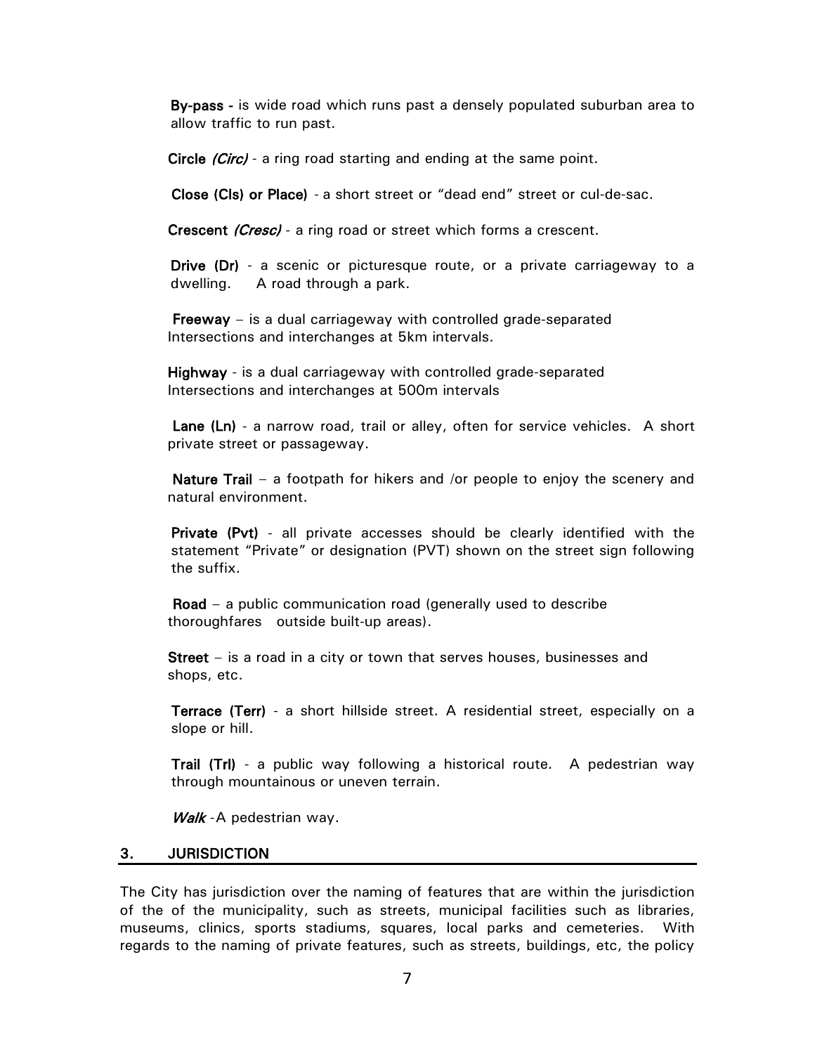**By-pass -** is wide road which runs past a densely populated suburban area to allow traffic to run past.

**Circle** ***(Circ)*** - a ring road starting and ending at the same point.

**Close (Cls) or Place)** - a short street or "dead end" street or cul-de-sac.

**Crescent** ***(Cresc)*** - a ring road or street which forms a crescent.

**Drive (Dr)** - a scenic or picturesque route, or a private carriageway to a dwelling. A road through a park.

**Freeway** – is a dual carriageway with controlled grade-separated Intersections and interchanges at 5km intervals.

**Highway** - is a dual carriageway with controlled grade-separated Intersections and interchanges at 500m intervals

**Lane (Ln)** - a narrow road, trail or alley, often for service vehicles. A short private street or passageway.

**Nature Trail** – a footpath for hikers and /or people to enjoy the scenery and natural environment.

**Private (Pvt)** - all private accesses should be clearly identified with the statement "Private" or designation (PVT) shown on the street sign following the suffix.

**Road** – a public communication road (generally used to describe thoroughfares outside built-up areas).

**Street** – is a road in a city or town that serves houses, businesses and shops, etc.

**Terrace (Terr)** - a short hillside street. A residential street, especially on a slope or hill.

**Trail (Trl)** - a public way following a historical route. A pedestrian way through mountainous or uneven terrain.

***Walk*** -A pedestrian way.

## 3. JURISDICTION

The City has jurisdiction over the naming of features that are within the jurisdiction of the of the municipality, such as streets, municipal facilities such as libraries, museums, clinics, sports stadiums, squares, local parks and cemeteries. With regards to the naming of private features, such as streets, buildings, etc, the policy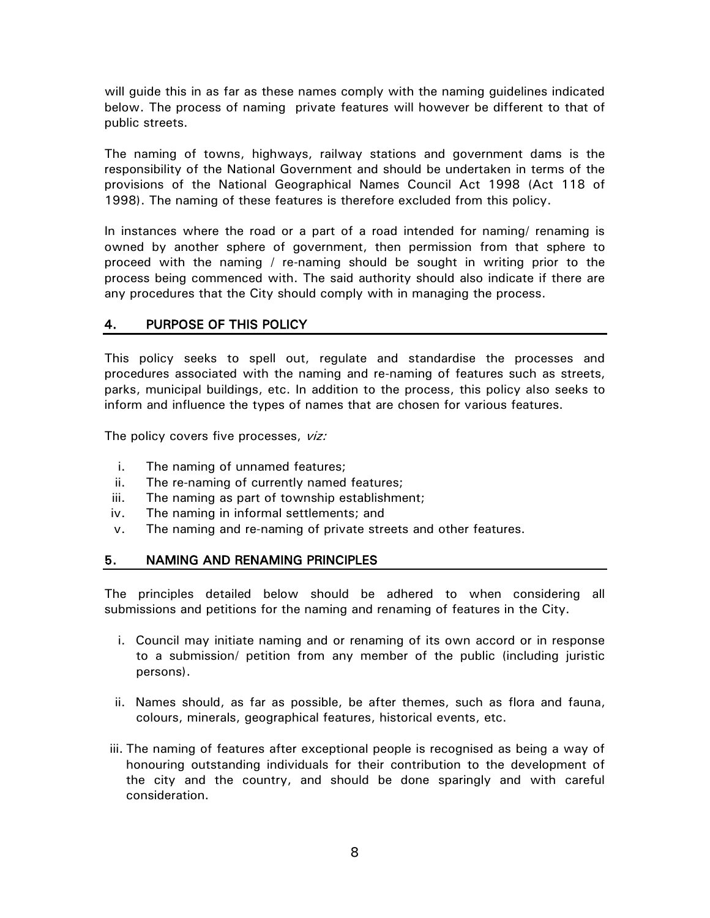will guide this in as far as these names comply with the naming guidelines indicated below. The process of naming private features will however be different to that of public streets.

The naming of towns, highways, railway stations and government dams is the responsibility of the National Government and should be undertaken in terms of the provisions of the National Geographical Names Council Act 1998 (Act 118 of 1998). The naming of these features is therefore excluded from this policy.

In instances where the road or a part of a road intended for naming/ renaming is owned by another sphere of government, then permission from that sphere to proceed with the naming / re-naming should be sought in writing prior to the process being commenced with. The said authority should also indicate if there are any procedures that the City should comply with in managing the process.

## 4. PURPOSE OF THIS POLICY

This policy seeks to spell out, regulate and standardise the processes and procedures associated with the naming and re-naming of features such as streets, parks, municipal buildings, etc. In addition to the process, this policy also seeks to inform and influence the types of names that are chosen for various features.

The policy covers five processes, *viz:*

i. The naming of unnamed features;
ii. The re-naming of currently named features;
iii. The naming as part of township establishment;
iv. The naming in informal settlements; and
v. The naming and re-naming of private streets and other features.

## 5. NAMING AND RENAMING PRINCIPLES

The principles detailed below should be adhered to when considering all submissions and petitions for the naming and renaming of features in the City.

i. Council may initiate naming and or renaming of its own accord or in response to a submission/ petition from any member of the public (including juristic persons).

ii. Names should, as far as possible, be after themes, such as flora and fauna, colours, minerals, geographical features, historical events, etc.

iii. The naming of features after exceptional people is recognised as being a way of honouring outstanding individuals for their contribution to the development of the city and the country, and should be done sparingly and with careful consideration.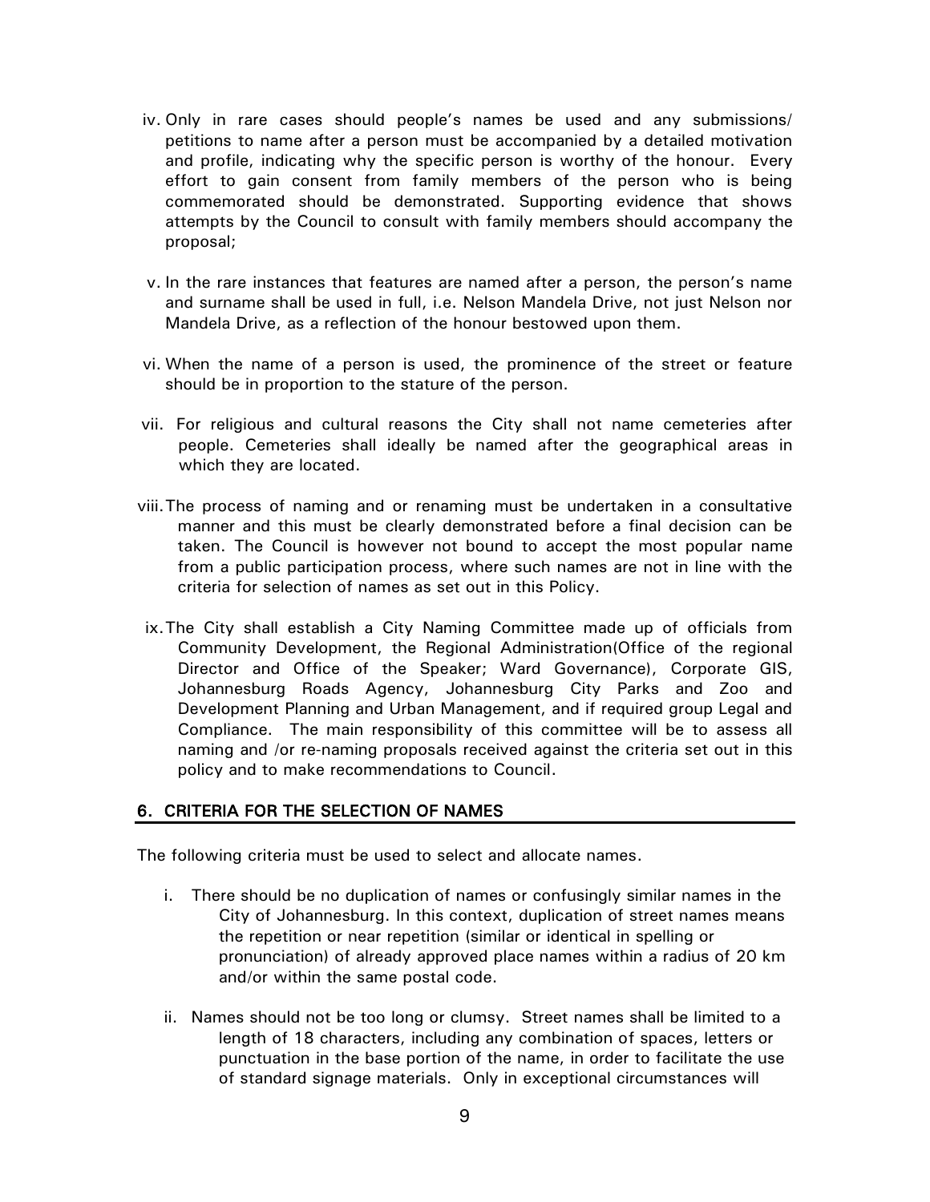iv. Only in rare cases should people's names be used and any submissions/ petitions to name after a person must be accompanied by a detailed motivation and profile, indicating why the specific person is worthy of the honour. Every effort to gain consent from family members of the person who is being commemorated should be demonstrated. Supporting evidence that shows attempts by the Council to consult with family members should accompany the proposal;

v. In the rare instances that features are named after a person, the person's name and surname shall be used in full, i.e. Nelson Mandela Drive, not just Nelson nor Mandela Drive, as a reflection of the honour bestowed upon them.

vi. When the name of a person is used, the prominence of the street or feature should be in proportion to the stature of the person.

vii. For religious and cultural reasons the City shall not name cemeteries after people. Cemeteries shall ideally be named after the geographical areas in which they are located.

viii. The process of naming and or renaming must be undertaken in a consultative manner and this must be clearly demonstrated before a final decision can be taken. The Council is however not bound to accept the most popular name from a public participation process, where such names are not in line with the criteria for selection of names as set out in this Policy.

ix. The City shall establish a City Naming Committee made up of officials from Community Development, the Regional Administration(Office of the regional Director and Office of the Speaker; Ward Governance), Corporate GIS, Johannesburg Roads Agency, Johannesburg City Parks and Zoo and Development Planning and Urban Management, and if required group Legal and Compliance. The main responsibility of this committee will be to assess all naming and /or re-naming proposals received against the criteria set out in this policy and to make recommendations to Council.

## 6. CRITERIA FOR THE SELECTION OF NAMES

The following criteria must be used to select and allocate names.

i. There should be no duplication of names or confusingly similar names in the City of Johannesburg. In this context, duplication of street names means the repetition or near repetition (similar or identical in spelling or pronunciation) of already approved place names within a radius of 20 km and/or within the same postal code.

ii. Names should not be too long or clumsy. Street names shall be limited to a length of 18 characters, including any combination of spaces, letters or punctuation in the base portion of the name, in order to facilitate the use of standard signage materials. Only in exceptional circumstances will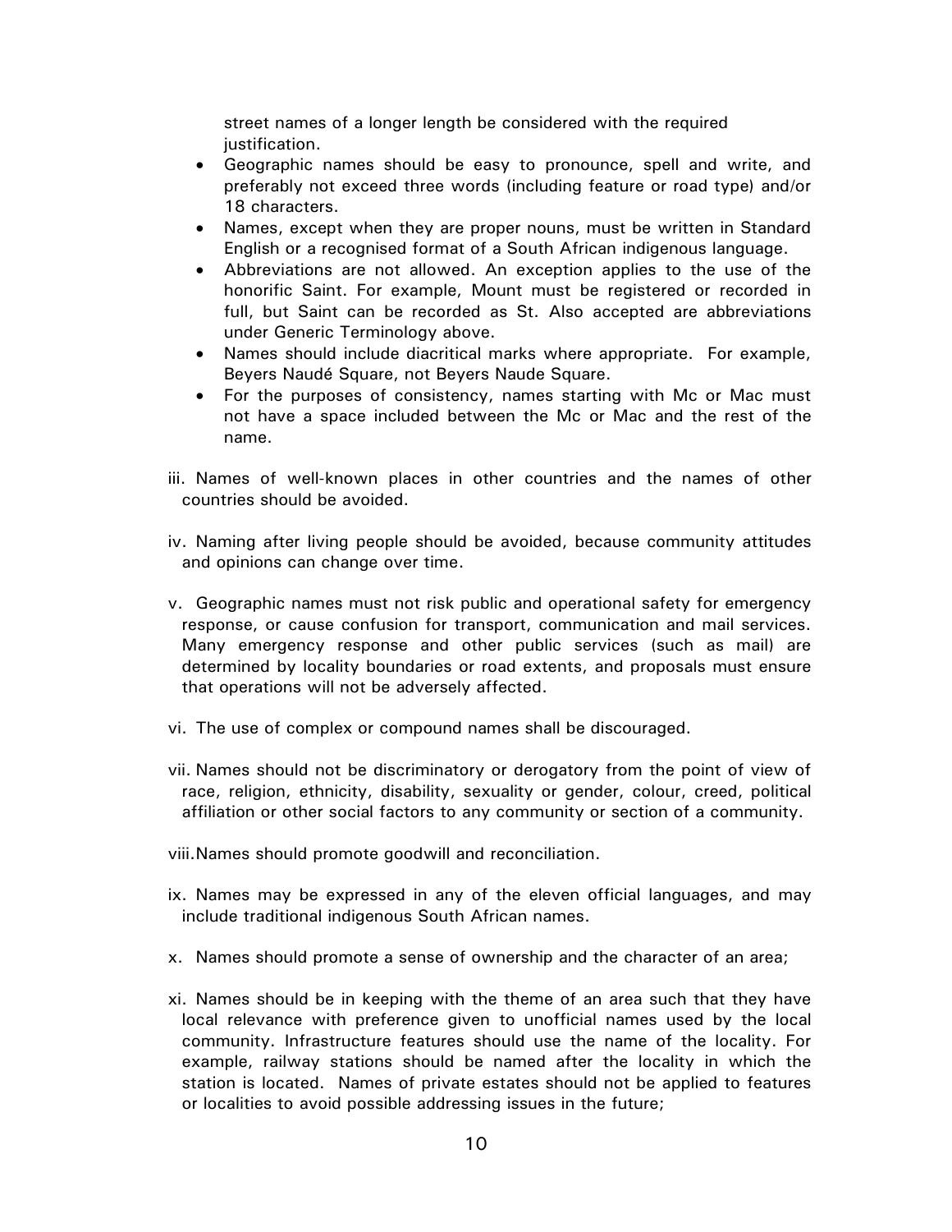street names of a longer length be considered with the required justification.

- Geographic names should be easy to pronounce, spell and write, and preferably not exceed three words (including feature or road type) and/or 18 characters.
- Names, except when they are proper nouns, must be written in Standard English or a recognised format of a South African indigenous language.
- Abbreviations are not allowed. An exception applies to the use of the honorific Saint. For example, Mount must be registered or recorded in full, but Saint can be recorded as St. Also accepted are abbreviations under Generic Terminology above.
- Names should include diacritical marks where appropriate. For example, Beyers Naudé Square, not Beyers Naude Square.
- For the purposes of consistency, names starting with Mc or Mac must not have a space included between the Mc or Mac and the rest of the name.

iii. Names of well-known places in other countries and the names of other countries should be avoided.

iv. Naming after living people should be avoided, because community attitudes and opinions can change over time.

v. Geographic names must not risk public and operational safety for emergency response, or cause confusion for transport, communication and mail services. Many emergency response and other public services (such as mail) are determined by locality boundaries or road extents, and proposals must ensure that operations will not be adversely affected.

vi. The use of complex or compound names shall be discouraged.

vii. Names should not be discriminatory or derogatory from the point of view of race, religion, ethnicity, disability, sexuality or gender, colour, creed, political affiliation or other social factors to any community or section of a community.

viii. Names should promote goodwill and reconciliation.

ix. Names may be expressed in any of the eleven official languages, and may include traditional indigenous South African names.

x. Names should promote a sense of ownership and the character of an area;

xi. Names should be in keeping with the theme of an area such that they have local relevance with preference given to unofficial names used by the local community. Infrastructure features should use the name of the locality. For example, railway stations should be named after the locality in which the station is located. Names of private estates should not be applied to features or localities to avoid possible addressing issues in the future;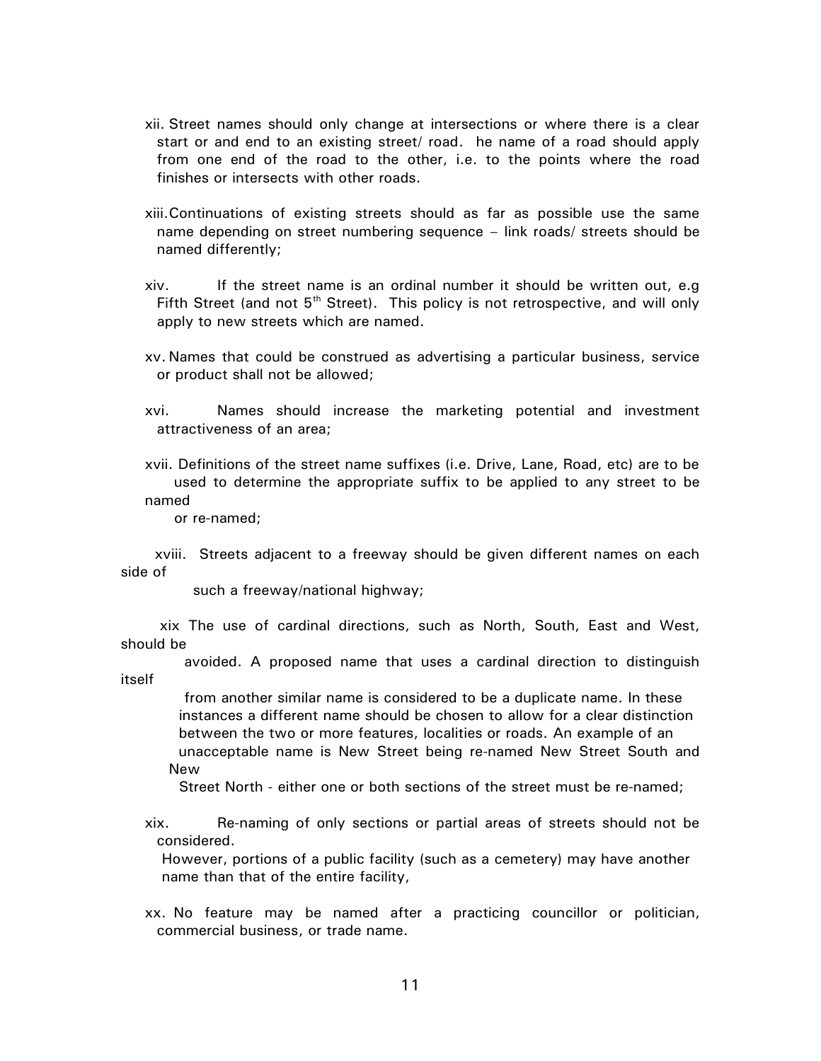xii. Street names should only change at intersections or where there is a clear start or and end to an existing street/ road. he name of a road should apply from one end of the road to the other, i.e. to the points where the road finishes or intersects with other roads.

xiii. Continuations of existing streets should as far as possible use the same name depending on street numbering sequence – link roads/ streets should be named differently;

xiv. If the street name is an ordinal number it should be written out, e.g Fifth Street (and not 5th Street). This policy is not retrospective, and will only apply to new streets which are named.

xv. Names that could be construed as advertising a particular business, service or product shall not be allowed;

xvi. Names should increase the marketing potential and investment attractiveness of an area;

xvii. Definitions of the street name suffixes (i.e. Drive, Lane, Road, etc) are to be used to determine the appropriate suffix to be applied to any street to be named or re-named;

xviii. Streets adjacent to a freeway should be given different names on each side of such a freeway/national highway;

xix The use of cardinal directions, such as North, South, East and West, should be avoided. A proposed name that uses a cardinal direction to distinguish itself from another similar name is considered to be a duplicate name. In these instances a different name should be chosen to allow for a clear distinction between the two or more features, localities or roads. An example of an unacceptable name is New Street being re-named New Street South and New Street North - either one or both sections of the street must be re-named;

xix. Re-naming of only sections or partial areas of streets should not be considered.
However, portions of a public facility (such as a cemetery) may have another name than that of the entire facility,

xx. No feature may be named after a practicing councillor or politician, commercial business, or trade name.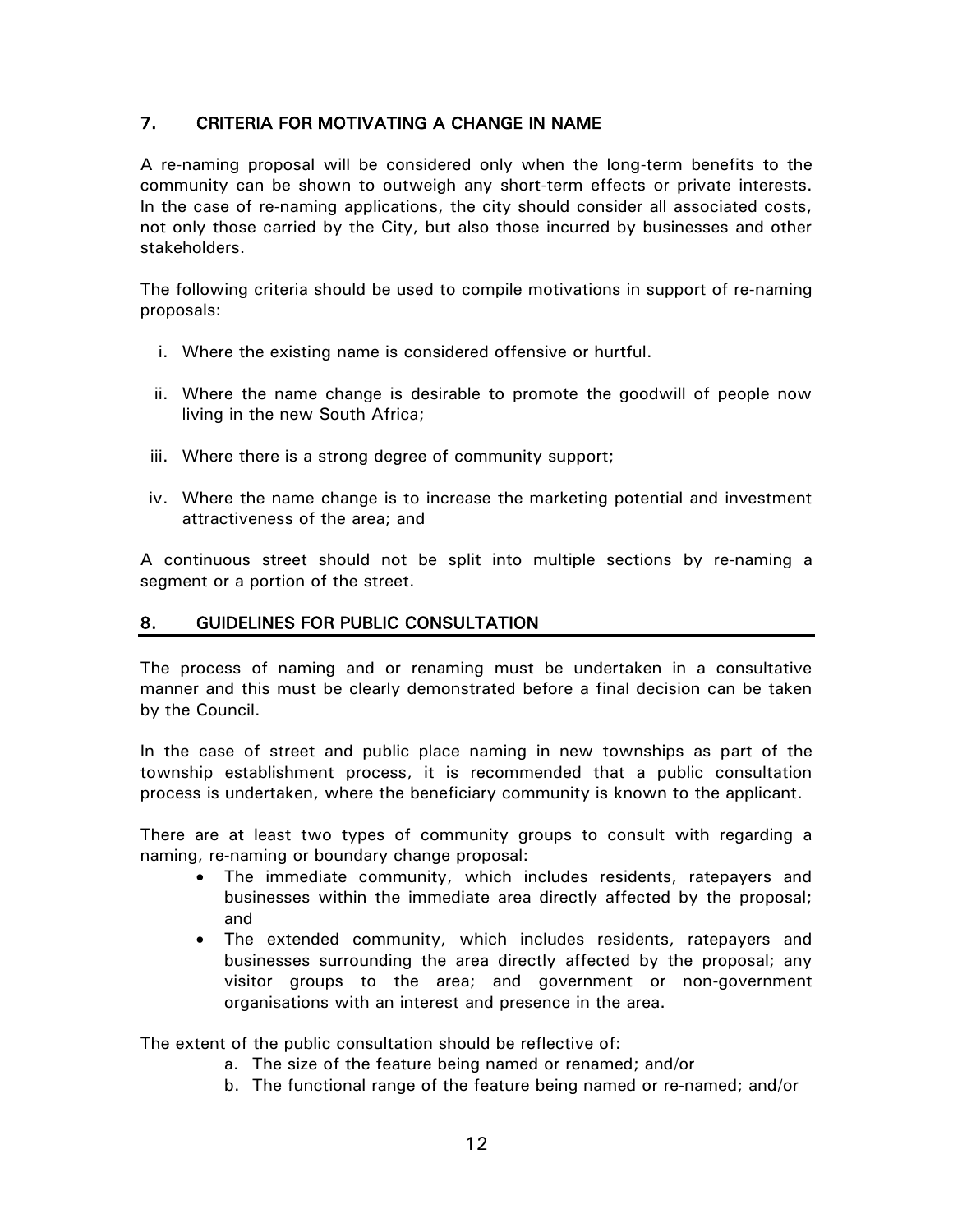## 7. CRITERIA FOR MOTIVATING A CHANGE IN NAME

A re-naming proposal will be considered only when the long-term benefits to the community can be shown to outweigh any short-term effects or private interests. In the case of re-naming applications, the city should consider all associated costs, not only those carried by the City, but also those incurred by businesses and other stakeholders.

The following criteria should be used to compile motivations in support of re-naming proposals:

i. Where the existing name is considered offensive or hurtful.

ii. Where the name change is desirable to promote the goodwill of people now living in the new South Africa;

iii. Where there is a strong degree of community support;

iv. Where the name change is to increase the marketing potential and investment attractiveness of the area; and

A continuous street should not be split into multiple sections by re-naming a segment or a portion of the street.

## 8. GUIDELINES FOR PUBLIC CONSULTATION

The process of naming and or renaming must be undertaken in a consultative manner and this must be clearly demonstrated before a final decision can be taken by the Council.

In the case of street and public place naming in new townships as part of the township establishment process, it is recommended that a public consultation process is undertaken, <u>where the beneficiary community is known to the applicant</u>.

There are at least two types of community groups to consult with regarding a naming, re-naming or boundary change proposal:

- The immediate community, which includes residents, ratepayers and businesses within the immediate area directly affected by the proposal; and
- The extended community, which includes residents, ratepayers and businesses surrounding the area directly affected by the proposal; any visitor groups to the area; and government or non-government organisations with an interest and presence in the area.

The extent of the public consultation should be reflective of:

a. The size of the feature being named or renamed; and/or
b. The functional range of the feature being named or re-named; and/or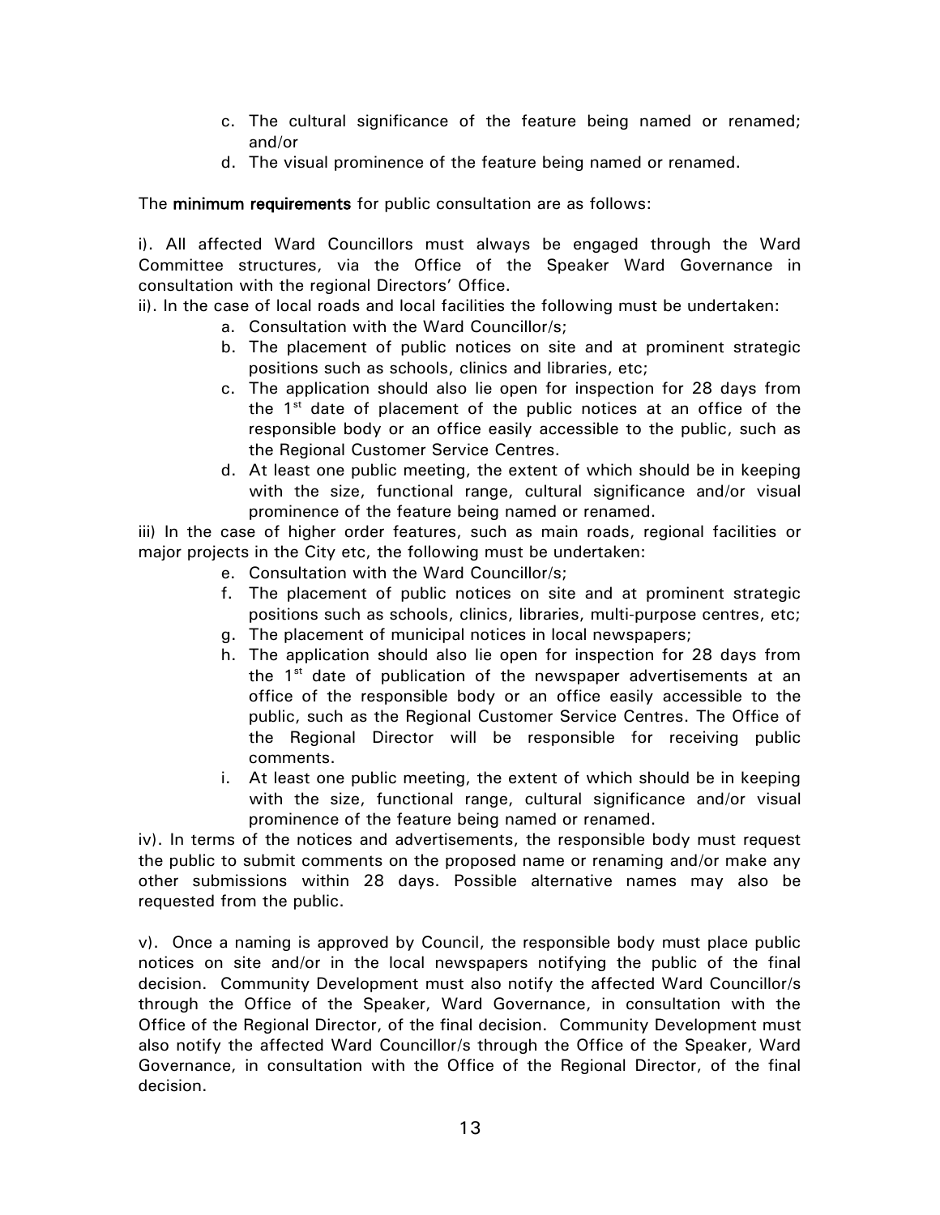c. The cultural significance of the feature being named or renamed; and/or
d. The visual prominence of the feature being named or renamed.

The **minimum requirements** for public consultation are as follows:

i). All affected Ward Councillors must always be engaged through the Ward Committee structures, via the Office of the Speaker Ward Governance in consultation with the regional Directors' Office.

ii). In the case of local roads and local facilities the following must be undertaken:

a. Consultation with the Ward Councillor/s;
b. The placement of public notices on site and at prominent strategic positions such as schools, clinics and libraries, etc;
c. The application should also lie open for inspection for 28 days from the 1st date of placement of the public notices at an office of the responsible body or an office easily accessible to the public, such as the Regional Customer Service Centres.
d. At least one public meeting, the extent of which should be in keeping with the size, functional range, cultural significance and/or visual prominence of the feature being named or renamed.

iii) In the case of higher order features, such as main roads, regional facilities or major projects in the City etc, the following must be undertaken:

e. Consultation with the Ward Councillor/s;
f. The placement of public notices on site and at prominent strategic positions such as schools, clinics, libraries, multi-purpose centres, etc;
g. The placement of municipal notices in local newspapers;
h. The application should also lie open for inspection for 28 days from the 1st date of publication of the newspaper advertisements at an office of the responsible body or an office easily accessible to the public, such as the Regional Customer Service Centres. The Office of the Regional Director will be responsible for receiving public comments.
i. At least one public meeting, the extent of which should be in keeping with the size, functional range, cultural significance and/or visual prominence of the feature being named or renamed.

iv). In terms of the notices and advertisements, the responsible body must request the public to submit comments on the proposed name or renaming and/or make any other submissions within 28 days. Possible alternative names may also be requested from the public.

v). Once a naming is approved by Council, the responsible body must place public notices on site and/or in the local newspapers notifying the public of the final decision. Community Development must also notify the affected Ward Councillor/s through the Office of the Speaker, Ward Governance, in consultation with the Office of the Regional Director, of the final decision. Community Development must also notify the affected Ward Councillor/s through the Office of the Speaker, Ward Governance, in consultation with the Office of the Regional Director, of the final decision.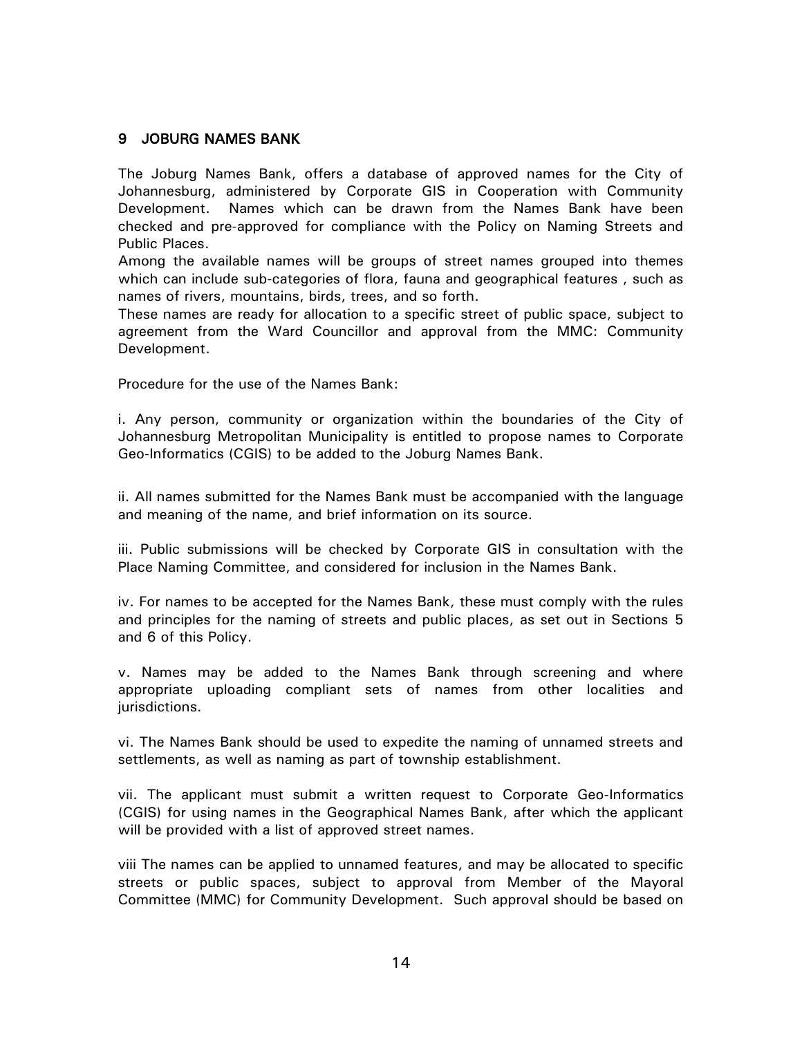## 9 JOBURG NAMES BANK

The Joburg Names Bank, offers a database of approved names for the City of Johannesburg, administered by Corporate GIS in Cooperation with Community Development. Names which can be drawn from the Names Bank have been checked and pre-approved for compliance with the Policy on Naming Streets and Public Places.

Among the available names will be groups of street names grouped into themes which can include sub-categories of flora, fauna and geographical features , such as names of rivers, mountains, birds, trees, and so forth.

These names are ready for allocation to a specific street of public space, subject to agreement from the Ward Councillor and approval from the MMC: Community Development.

Procedure for the use of the Names Bank:

i. Any person, community or organization within the boundaries of the City of Johannesburg Metropolitan Municipality is entitled to propose names to Corporate Geo-Informatics (CGIS) to be added to the Joburg Names Bank.

ii. All names submitted for the Names Bank must be accompanied with the language and meaning of the name, and brief information on its source.

iii. Public submissions will be checked by Corporate GIS in consultation with the Place Naming Committee, and considered for inclusion in the Names Bank.

iv. For names to be accepted for the Names Bank, these must comply with the rules and principles for the naming of streets and public places, as set out in Sections 5 and 6 of this Policy.

v. Names may be added to the Names Bank through screening and where appropriate uploading compliant sets of names from other localities and jurisdictions.

vi. The Names Bank should be used to expedite the naming of unnamed streets and settlements, as well as naming as part of township establishment.

vii. The applicant must submit a written request to Corporate Geo-Informatics (CGIS) for using names in the Geographical Names Bank, after which the applicant will be provided with a list of approved street names.

viii The names can be applied to unnamed features, and may be allocated to specific streets or public spaces, subject to approval from Member of the Mayoral Committee (MMC) for Community Development. Such approval should be based on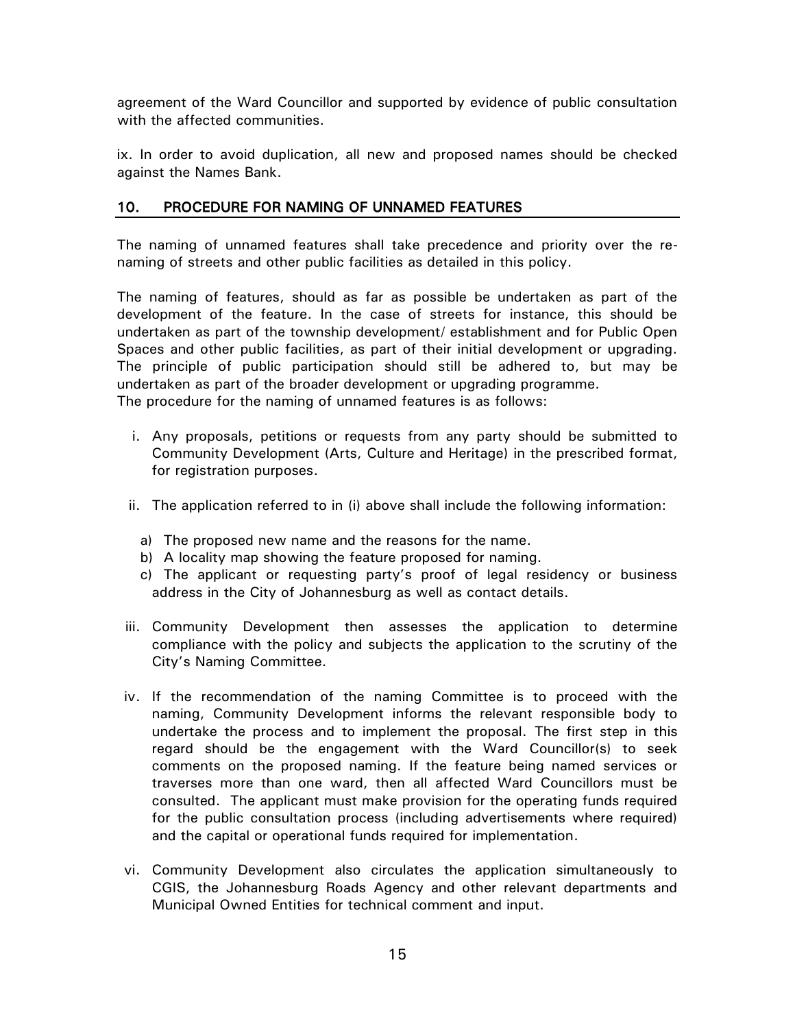agreement of the Ward Councillor and supported by evidence of public consultation with the affected communities.

ix. In order to avoid duplication, all new and proposed names should be checked against the Names Bank.

## 10. PROCEDURE FOR NAMING OF UNNAMED FEATURES

The naming of unnamed features shall take precedence and priority over the re-naming of streets and other public facilities as detailed in this policy.

The naming of features, should as far as possible be undertaken as part of the development of the feature. In the case of streets for instance, this should be undertaken as part of the township development/ establishment and for Public Open Spaces and other public facilities, as part of their initial development or upgrading. The principle of public participation should still be adhered to, but may be undertaken as part of the broader development or upgrading programme.
The procedure for the naming of unnamed features is as follows:

i. Any proposals, petitions or requests from any party should be submitted to Community Development (Arts, Culture and Heritage) in the prescribed format, for registration purposes.

ii. The application referred to in (i) above shall include the following information:

   a) The proposed new name and the reasons for the name.
   b) A locality map showing the feature proposed for naming.
   c) The applicant or requesting party's proof of legal residency or business address in the City of Johannesburg as well as contact details.

iii. Community Development then assesses the application to determine compliance with the policy and subjects the application to the scrutiny of the City's Naming Committee.

iv. If the recommendation of the naming Committee is to proceed with the naming, Community Development informs the relevant responsible body to undertake the process and to implement the proposal. The first step in this regard should be the engagement with the Ward Councillor(s) to seek comments on the proposed naming. If the feature being named services or traverses more than one ward, then all affected Ward Councillors must be consulted. The applicant must make provision for the operating funds required for the public consultation process (including advertisements where required) and the capital or operational funds required for implementation.

vi. Community Development also circulates the application simultaneously to CGIS, the Johannesburg Roads Agency and other relevant departments and Municipal Owned Entities for technical comment and input.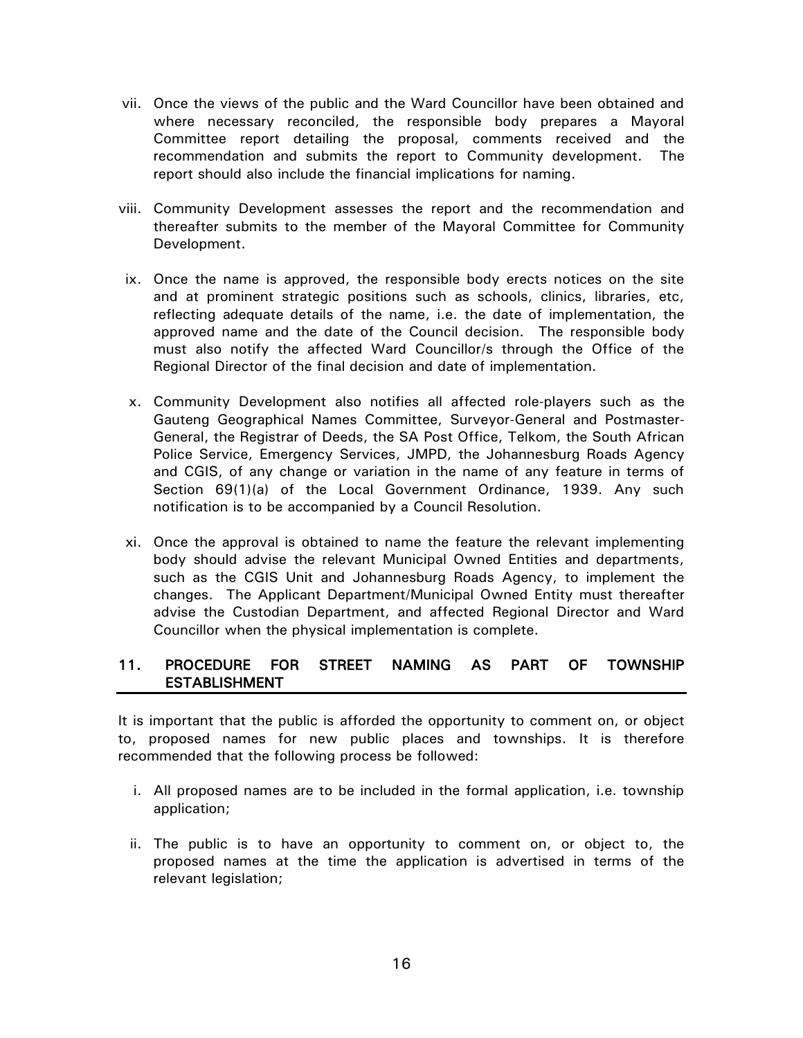vii. Once the views of the public and the Ward Councillor have been obtained and where necessary reconciled, the responsible body prepares a Mayoral Committee report detailing the proposal, comments received and the recommendation and submits the report to Community development. The report should also include the financial implications for naming.

viii. Community Development assesses the report and the recommendation and thereafter submits to the member of the Mayoral Committee for Community Development.

ix. Once the name is approved, the responsible body erects notices on the site and at prominent strategic positions such as schools, clinics, libraries, etc, reflecting adequate details of the name, i.e. the date of implementation, the approved name and the date of the Council decision. The responsible body must also notify the affected Ward Councillor/s through the Office of the Regional Director of the final decision and date of implementation.

x. Community Development also notifies all affected role-players such as the Gauteng Geographical Names Committee, Surveyor-General and Postmaster-General, the Registrar of Deeds, the SA Post Office, Telkom, the South African Police Service, Emergency Services, JMPD, the Johannesburg Roads Agency and CGIS, of any change or variation in the name of any feature in terms of Section 69(1)(a) of the Local Government Ordinance, 1939. Any such notification is to be accompanied by a Council Resolution.

xi. Once the approval is obtained to name the feature the relevant implementing body should advise the relevant Municipal Owned Entities and departments, such as the CGIS Unit and Johannesburg Roads Agency, to implement the changes. The Applicant Department/Municipal Owned Entity must thereafter advise the Custodian Department, and affected Regional Director and Ward Councillor when the physical implementation is complete.

## 11. PROCEDURE FOR STREET NAMING AS PART OF TOWNSHIP ESTABLISHMENT

It is important that the public is afforded the opportunity to comment on, or object to, proposed names for new public places and townships. It is therefore recommended that the following process be followed:

i. All proposed names are to be included in the formal application, i.e. township application;

ii. The public is to have an opportunity to comment on, or object to, the proposed names at the time the application is advertised in terms of the relevant legislation;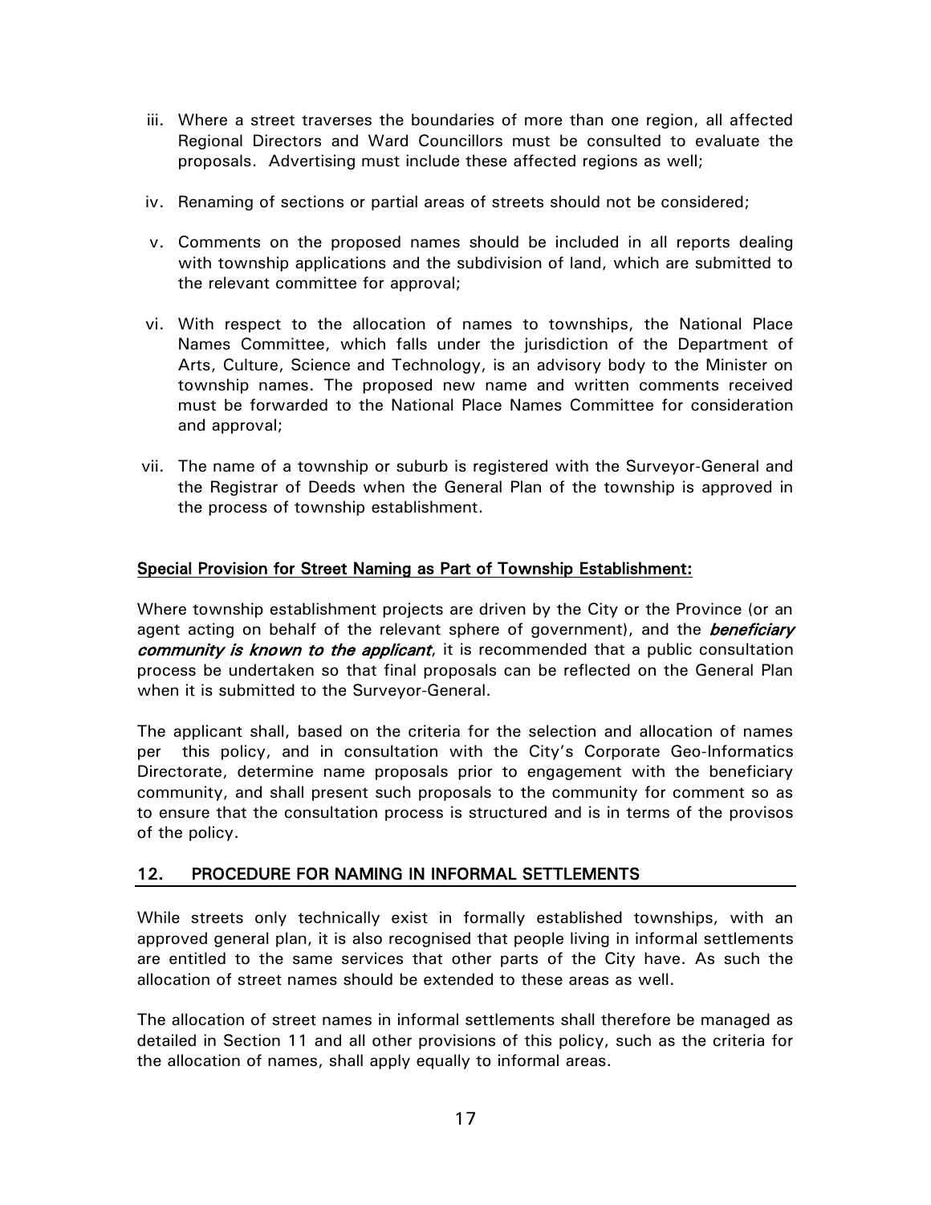iii. Where a street traverses the boundaries of more than one region, all affected Regional Directors and Ward Councillors must be consulted to evaluate the proposals. Advertising must include these affected regions as well;

iv. Renaming of sections or partial areas of streets should not be considered;

v. Comments on the proposed names should be included in all reports dealing with township applications and the subdivision of land, which are submitted to the relevant committee for approval;

vi. With respect to the allocation of names to townships, the National Place Names Committee, which falls under the jurisdiction of the Department of Arts, Culture, Science and Technology, is an advisory body to the Minister on township names. The proposed new name and written comments received must be forwarded to the National Place Names Committee for consideration and approval;

vii. The name of a township or suburb is registered with the Surveyor-General and the Registrar of Deeds when the General Plan of the township is approved in the process of township establishment.

**Special Provision for Street Naming as Part of Township Establishment:**

Where township establishment projects are driven by the City or the Province (or an agent acting on behalf of the relevant sphere of government), and the ***beneficiary community is known to the applicant***, it is recommended that a public consultation process be undertaken so that final proposals can be reflected on the General Plan when it is submitted to the Surveyor-General.

The applicant shall, based on the criteria for the selection and allocation of names per this policy, and in consultation with the City's Corporate Geo-Informatics Directorate, determine name proposals prior to engagement with the beneficiary community, and shall present such proposals to the community for comment so as to ensure that the consultation process is structured and is in terms of the provisos of the policy.

## 12. PROCEDURE FOR NAMING IN INFORMAL SETTLEMENTS

While streets only technically exist in formally established townships, with an approved general plan, it is also recognised that people living in informal settlements are entitled to the same services that other parts of the City have. As such the allocation of street names should be extended to these areas as well.

The allocation of street names in informal settlements shall therefore be managed as detailed in Section 11 and all other provisions of this policy, such as the criteria for the allocation of names, shall apply equally to informal areas.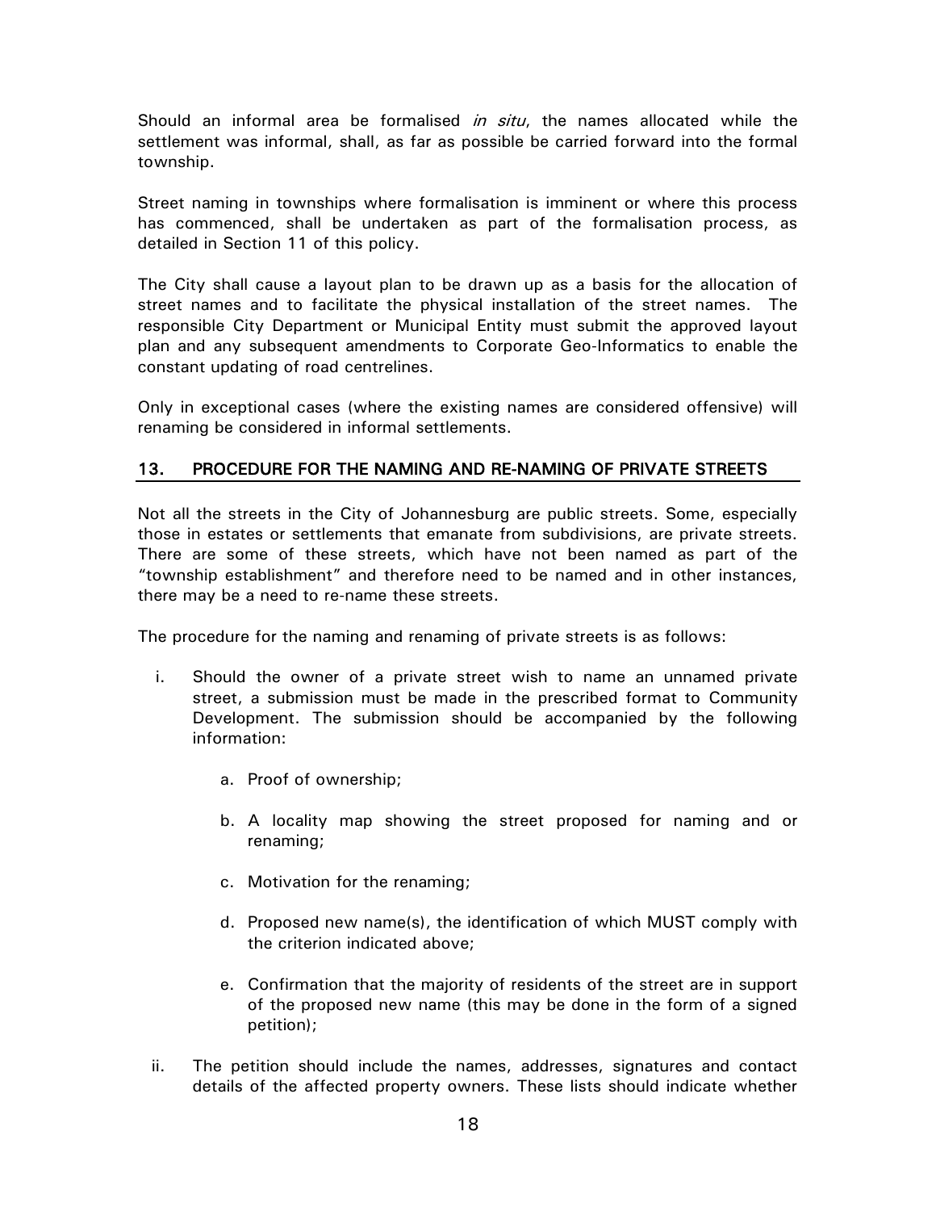Should an informal area be formalised *in situ*, the names allocated while the settlement was informal, shall, as far as possible be carried forward into the formal township.

Street naming in townships where formalisation is imminent or where this process has commenced, shall be undertaken as part of the formalisation process, as detailed in Section 11 of this policy.

The City shall cause a layout plan to be drawn up as a basis for the allocation of street names and to facilitate the physical installation of the street names. The responsible City Department or Municipal Entity must submit the approved layout plan and any subsequent amendments to Corporate Geo-Informatics to enable the constant updating of road centrelines.

Only in exceptional cases (where the existing names are considered offensive) will renaming be considered in informal settlements.

## 13. PROCEDURE FOR THE NAMING AND RE-NAMING OF PRIVATE STREETS

Not all the streets in the City of Johannesburg are public streets. Some, especially those in estates or settlements that emanate from subdivisions, are private streets. There are some of these streets, which have not been named as part of the "township establishment" and therefore need to be named and in other instances, there may be a need to re-name these streets.

The procedure for the naming and renaming of private streets is as follows:

i. Should the owner of a private street wish to name an unnamed private street, a submission must be made in the prescribed format to Community Development. The submission should be accompanied by the following information:

   a. Proof of ownership;

   b. A locality map showing the street proposed for naming and or renaming;

   c. Motivation for the renaming;

   d. Proposed new name(s), the identification of which MUST comply with the criterion indicated above;

   e. Confirmation that the majority of residents of the street are in support of the proposed new name (this may be done in the form of a signed petition);

ii. The petition should include the names, addresses, signatures and contact details of the affected property owners. These lists should indicate whether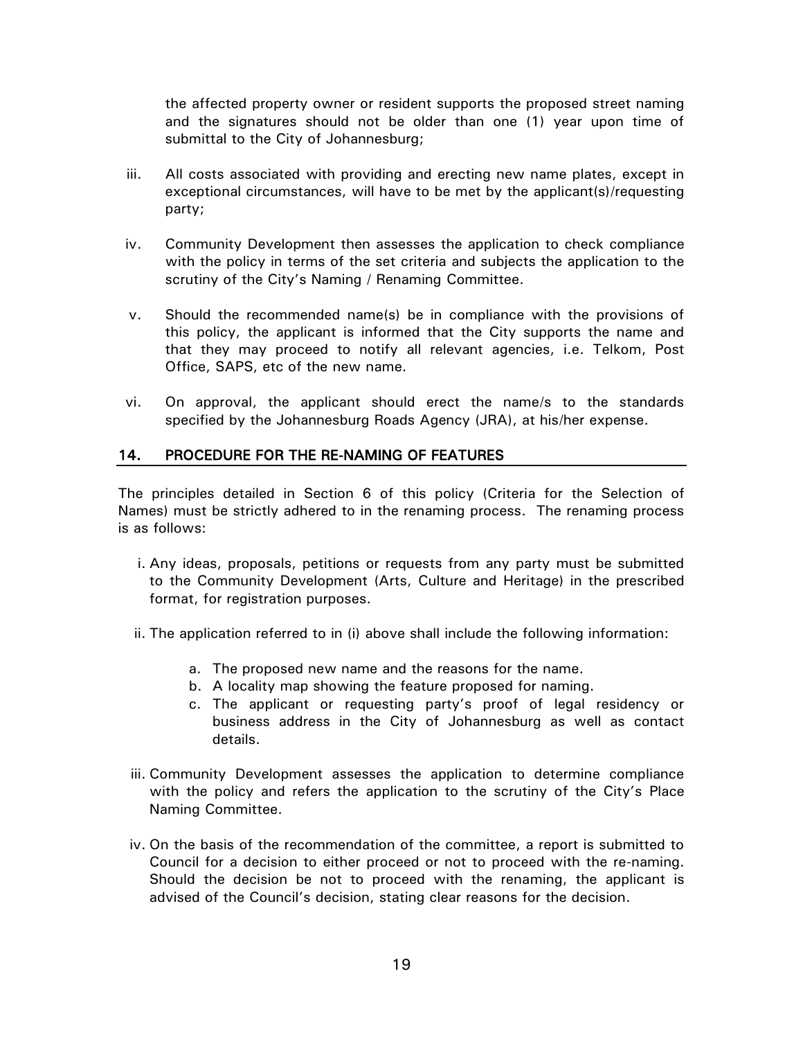the affected property owner or resident supports the proposed street naming and the signatures should not be older than one (1) year upon time of submittal to the City of Johannesburg;

iii. All costs associated with providing and erecting new name plates, except in exceptional circumstances, will have to be met by the applicant(s)/requesting party;

iv. Community Development then assesses the application to check compliance with the policy in terms of the set criteria and subjects the application to the scrutiny of the City's Naming / Renaming Committee.

v. Should the recommended name(s) be in compliance with the provisions of this policy, the applicant is informed that the City supports the name and that they may proceed to notify all relevant agencies, i.e. Telkom, Post Office, SAPS, etc of the new name.

vi. On approval, the applicant should erect the name/s to the standards specified by the Johannesburg Roads Agency (JRA), at his/her expense.

## 14. PROCEDURE FOR THE RE-NAMING OF FEATURES

The principles detailed in Section 6 of this policy (Criteria for the Selection of Names) must be strictly adhered to in the renaming process. The renaming process is as follows:

i. Any ideas, proposals, petitions or requests from any party must be submitted to the Community Development (Arts, Culture and Heritage) in the prescribed format, for registration purposes.

ii. The application referred to in (i) above shall include the following information:

   a. The proposed new name and the reasons for the name.
   b. A locality map showing the feature proposed for naming.
   c. The applicant or requesting party's proof of legal residency or business address in the City of Johannesburg as well as contact details.

iii. Community Development assesses the application to determine compliance with the policy and refers the application to the scrutiny of the City's Place Naming Committee.

iv. On the basis of the recommendation of the committee, a report is submitted to Council for a decision to either proceed or not to proceed with the re-naming. Should the decision be not to proceed with the renaming, the applicant is advised of the Council's decision, stating clear reasons for the decision.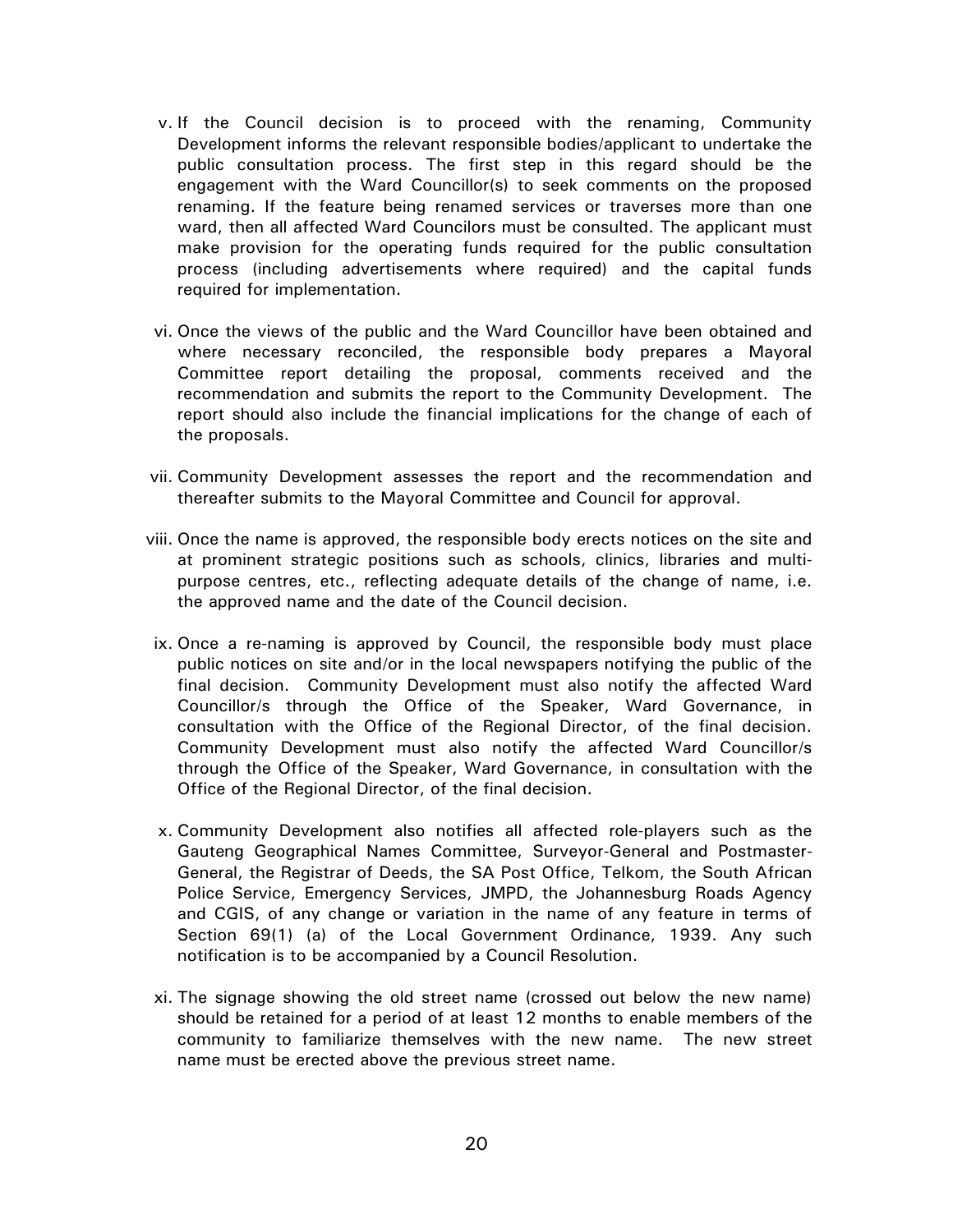v. If the Council decision is to proceed with the renaming, Community Development informs the relevant responsible bodies/applicant to undertake the public consultation process. The first step in this regard should be the engagement with the Ward Councillor(s) to seek comments on the proposed renaming. If the feature being renamed services or traverses more than one ward, then all affected Ward Councilors must be consulted. The applicant must make provision for the operating funds required for the public consultation process (including advertisements where required) and the capital funds required for implementation.

vi. Once the views of the public and the Ward Councillor have been obtained and where necessary reconciled, the responsible body prepares a Mayoral Committee report detailing the proposal, comments received and the recommendation and submits the report to the Community Development. The report should also include the financial implications for the change of each of the proposals.

vii. Community Development assesses the report and the recommendation and thereafter submits to the Mayoral Committee and Council for approval.

viii. Once the name is approved, the responsible body erects notices on the site and at prominent strategic positions such as schools, clinics, libraries and multi-purpose centres, etc., reflecting adequate details of the change of name, i.e. the approved name and the date of the Council decision.

ix. Once a re-naming is approved by Council, the responsible body must place public notices on site and/or in the local newspapers notifying the public of the final decision. Community Development must also notify the affected Ward Councillor/s through the Office of the Speaker, Ward Governance, in consultation with the Office of the Regional Director, of the final decision. Community Development must also notify the affected Ward Councillor/s through the Office of the Speaker, Ward Governance, in consultation with the Office of the Regional Director, of the final decision.

x. Community Development also notifies all affected role-players such as the Gauteng Geographical Names Committee, Surveyor-General and Postmaster-General, the Registrar of Deeds, the SA Post Office, Telkom, the South African Police Service, Emergency Services, JMPD, the Johannesburg Roads Agency and CGIS, of any change or variation in the name of any feature in terms of Section 69(1) (a) of the Local Government Ordinance, 1939. Any such notification is to be accompanied by a Council Resolution.

xi. The signage showing the old street name (crossed out below the new name) should be retained for a period of at least 12 months to enable members of the community to familiarize themselves with the new name. The new street name must be erected above the previous street name.